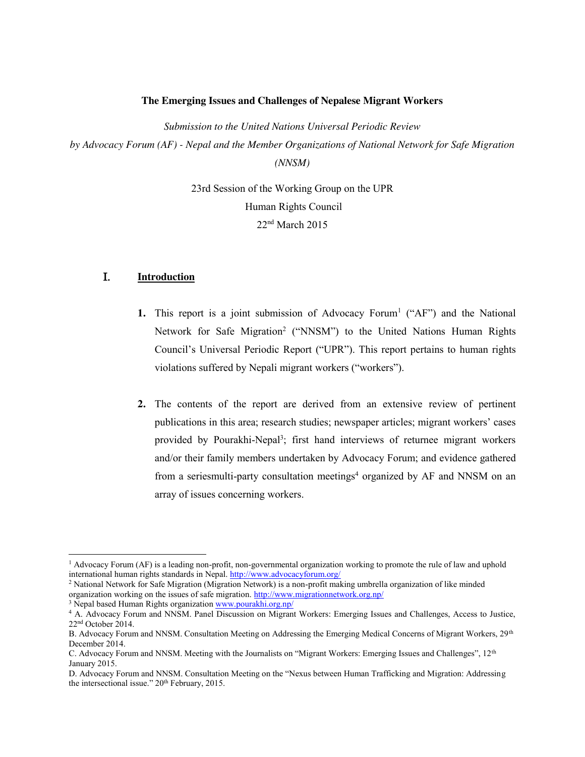**The Emerging Issues and Challenges of Nepalese Migrant Workers**

*Submission to the United Nations Universal Periodic Review*

*by Advocacy Forum (AF) - Nepal and the Member Organizations of National Network for Safe Migration (NNSM)*

23rd Session of the Working Group on the UPR

Human Rights Council

22nd March 2015

## I. Introduction

**1.** This report is a joint submission of Advocacy Forum[1] ("AF") and the National Network for Safe Migration[2] ("NNSM") to the United Nations Human Rights Council's Universal Periodic Report ("UPR"). This report pertains to human rights violations suffered by Nepali migrant workers ("workers").

**2.** The contents of the report are derived from an extensive review of pertinent publications in this area; research studies; newspaper articles; migrant workers' cases provided by Pourakhi-Nepal[3]; first hand interviews of returnee migrant workers and/or their family members undertaken by Advocacy Forum; and evidence gathered from a seriesmulti-party consultation meetings[4] organized by AF and NNSM on an array of issues concerning workers.

---

[1] Advocacy Forum (AF) is a leading non-profit, non-governmental organization working to promote the rule of law and uphold international human rights standards in Nepal. http://www.advocacyforum.org/

[2] National Network for Safe Migration (Migration Network) is a non-profit making umbrella organization of like minded organization working on the issues of safe migration. http://www.migrationnetwork.org.np/

[3] Nepal based Human Rights organization www.pourakhi.org.np/

[4] A. Advocacy Forum and NNSM. Panel Discussion on Migrant Workers: Emerging Issues and Challenges, Access to Justice, 22nd October 2014.

B. Advocacy Forum and NNSM. Consultation Meeting on Addressing the Emerging Medical Concerns of Migrant Workers, 29th December 2014.

C. Advocacy Forum and NNSM. Meeting with the Journalists on "Migrant Workers: Emerging Issues and Challenges", 12th January 2015.

D. Advocacy Forum and NNSM. Consultation Meeting on the "Nexus between Human Trafficking and Migration: Addressing the intersectional issue." 20th February, 2015.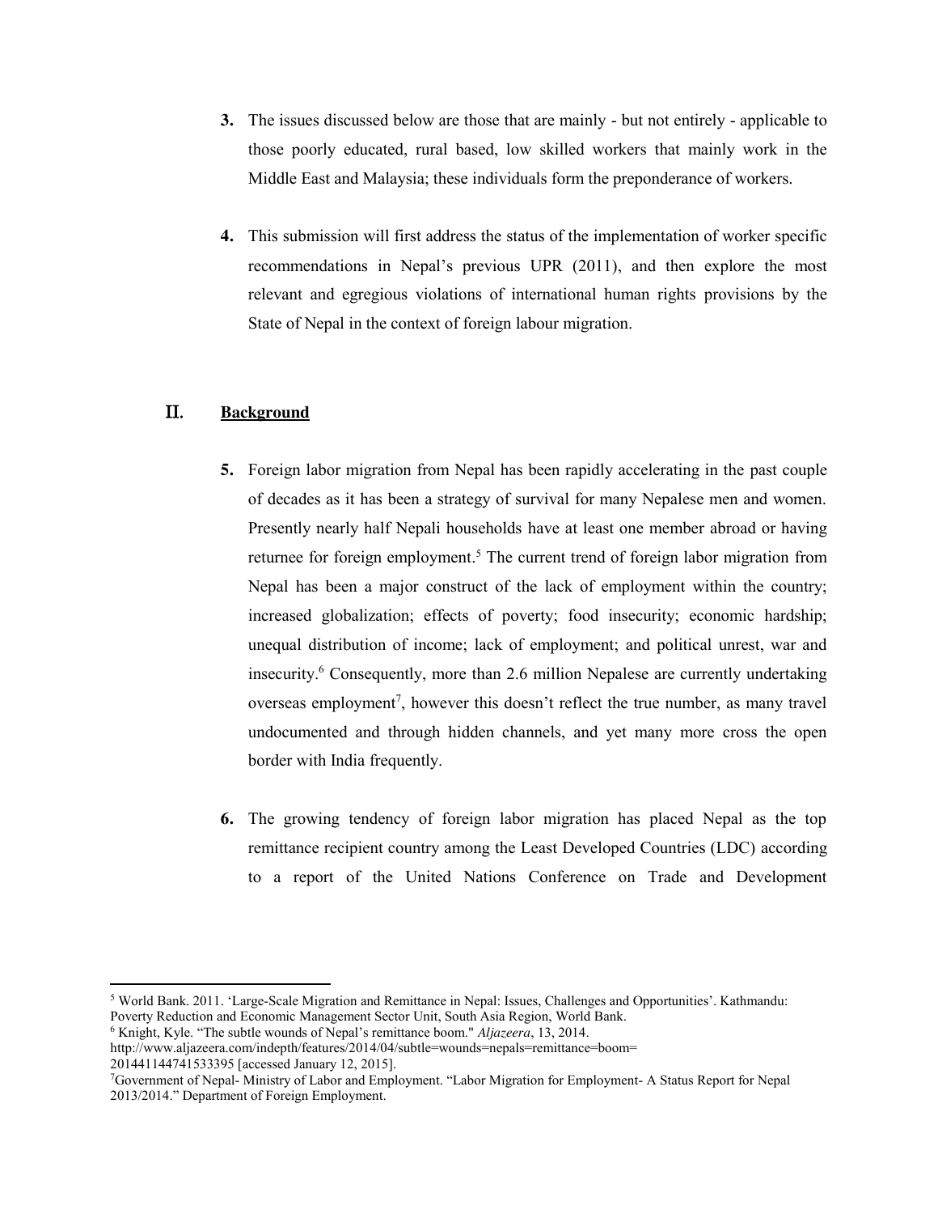3. The issues discussed below are those that are mainly - but not entirely - applicable to those poorly educated, rural based, low skilled workers that mainly work in the Middle East and Malaysia; these individuals form the preponderance of workers.

4. This submission will first address the status of the implementation of worker specific recommendations in Nepal's previous UPR (2011), and then explore the most relevant and egregious violations of international human rights provisions by the State of Nepal in the context of foreign labour migration.

## II. Background

5. Foreign labor migration from Nepal has been rapidly accelerating in the past couple of decades as it has been a strategy of survival for many Nepalese men and women. Presently nearly half Nepali households have at least one member abroad or having returnee for foreign employment.[5] The current trend of foreign labor migration from Nepal has been a major construct of the lack of employment within the country; increased globalization; effects of poverty; food insecurity; economic hardship; unequal distribution of income; lack of employment; and political unrest, war and insecurity.[6] Consequently, more than 2.6 million Nepalese are currently undertaking overseas employment[7], however this doesn't reflect the true number, as many travel undocumented and through hidden channels, and yet many more cross the open border with India frequently.

6. The growing tendency of foreign labor migration has placed Nepal as the top remittance recipient country among the Least Developed Countries (LDC) according to a report of the United Nations Conference on Trade and Development

---

[5] World Bank. 2011. 'Large-Scale Migration and Remittance in Nepal: Issues, Challenges and Opportunities'. Kathmandu: Poverty Reduction and Economic Management Sector Unit, South Asia Region, World Bank.

[6] Knight, Kyle. "The subtle wounds of Nepal's remittance boom." *Aljazeera*, 13, 2014. http://www.aljazeera.com/indepth/features/2014/04/subtle=wounds=nepals=remittance=boom=201441144741533395 [accessed January 12, 2015].

[7] Government of Nepal- Ministry of Labor and Employment. "Labor Migration for Employment- A Status Report for Nepal 2013/2014." Department of Foreign Employment.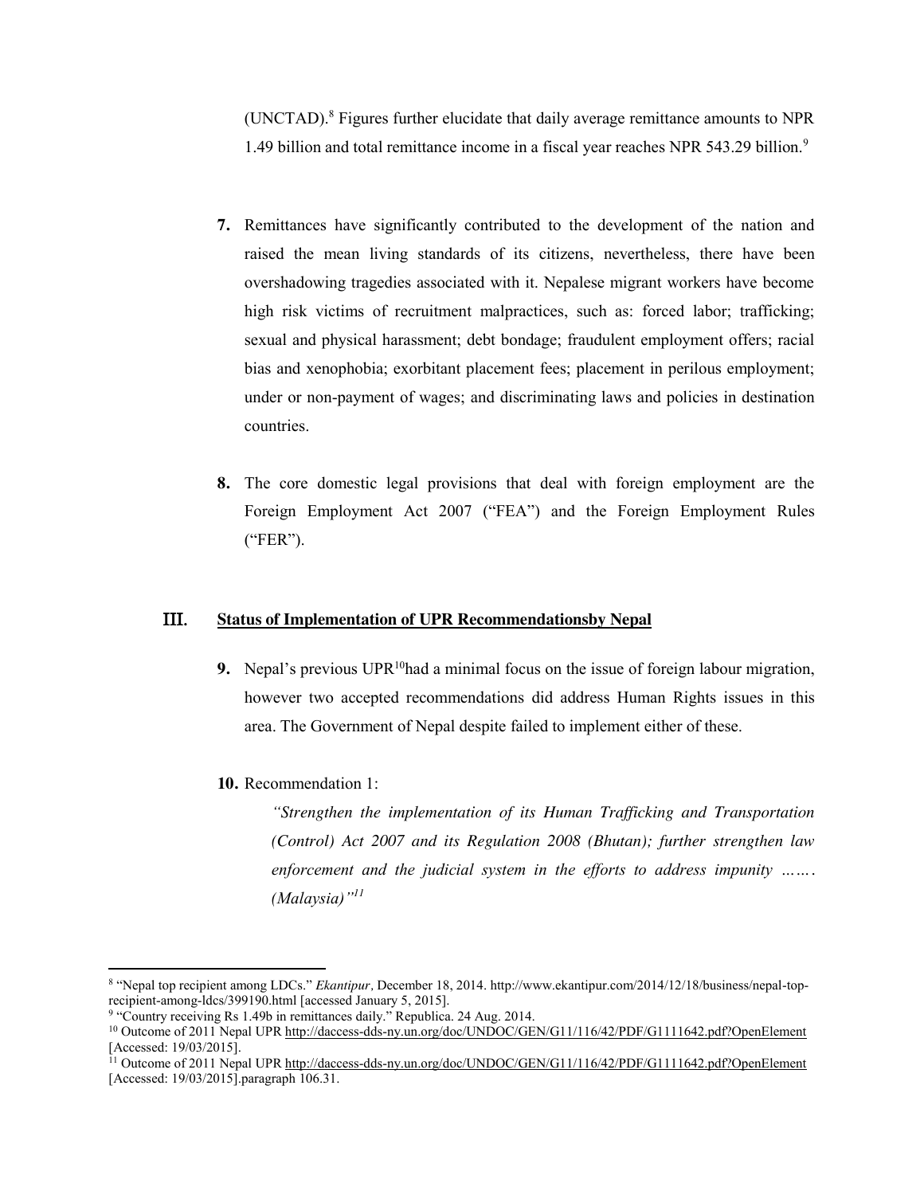(UNCTAD).[8] Figures further elucidate that daily average remittance amounts to NPR 1.49 billion and total remittance income in a fiscal year reaches NPR 543.29 billion.[9]

**7.** Remittances have significantly contributed to the development of the nation and raised the mean living standards of its citizens, nevertheless, there have been overshadowing tragedies associated with it. Nepalese migrant workers have become high risk victims of recruitment malpractices, such as: forced labor; trafficking; sexual and physical harassment; debt bondage; fraudulent employment offers; racial bias and xenophobia; exorbitant placement fees; placement in perilous employment; under or non-payment of wages; and discriminating laws and policies in destination countries.

**8.** The core domestic legal provisions that deal with foreign employment are the Foreign Employment Act 2007 ("FEA") and the Foreign Employment Rules ("FER").

## III. Status of Implementation of UPR Recommendationsby Nepal

**9.** Nepal's previous UPR[10]had a minimal focus on the issue of foreign labour migration, however two accepted recommendations did address Human Rights issues in this area. The Government of Nepal despite failed to implement either of these.

**10.** Recommendation 1:

> *"Strengthen the implementation of its Human Trafficking and Transportation (Control) Act 2007 and its Regulation 2008 (Bhutan); further strengthen law enforcement and the judicial system in the efforts to address impunity ……. (Malaysia)"[11]*

---

[8] "Nepal top recipient among LDCs." *Ekantipur,* December 18, 2014. http://www.ekantipur.com/2014/12/18/business/nepal-top-recipient-among-ldcs/399190.html [accessed January 5, 2015].

[9] "Country receiving Rs 1.49b in remittances daily." Republica. 24 Aug. 2014.

[10] Outcome of 2011 Nepal UPR http://daccess-dds-ny.un.org/doc/UNDOC/GEN/G11/116/42/PDF/G1111642.pdf?OpenElement [Accessed: 19/03/2015].

[11] Outcome of 2011 Nepal UPR http://daccess-dds-ny.un.org/doc/UNDOC/GEN/G11/116/42/PDF/G1111642.pdf?OpenElement [Accessed: 19/03/2015].paragraph 106.31.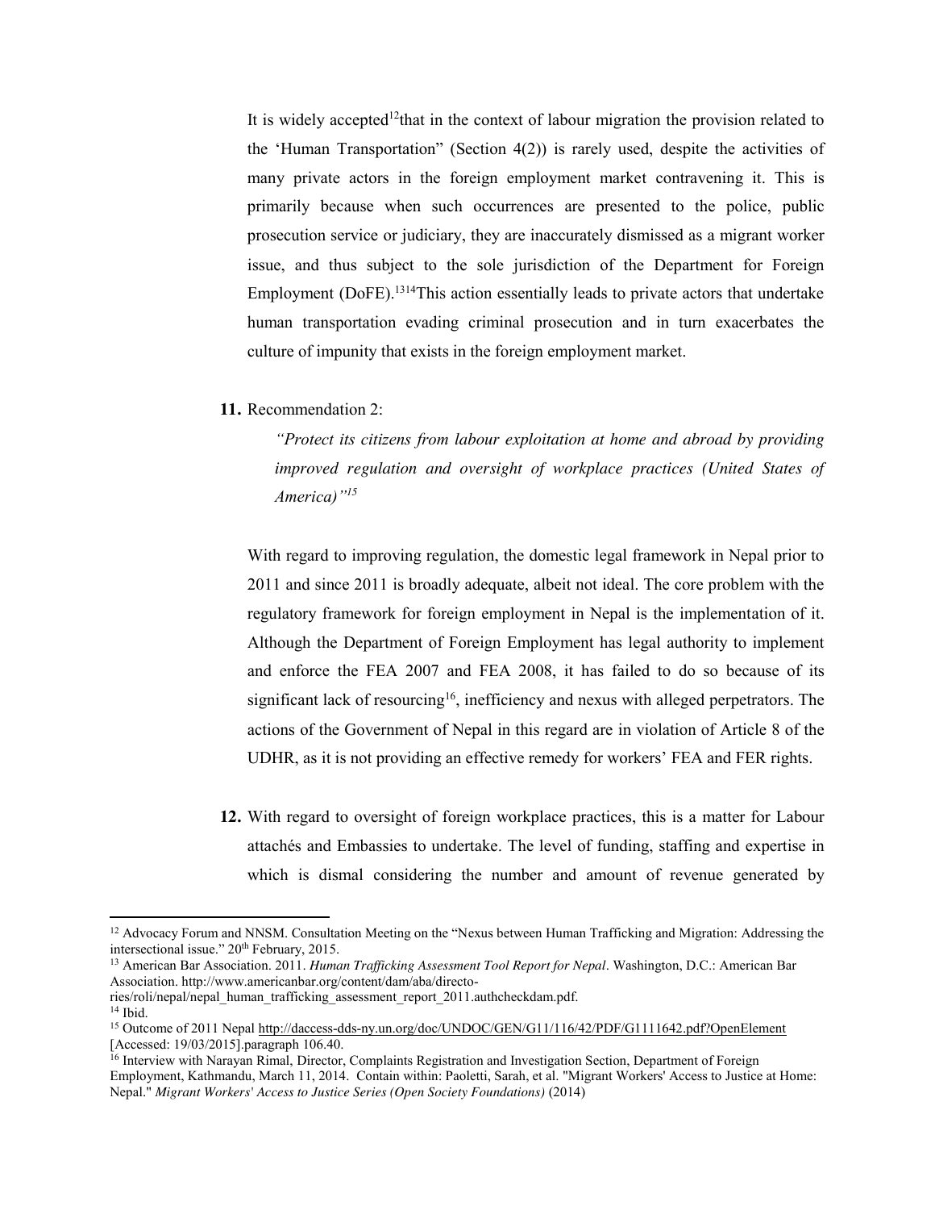It is widely accepted[12]that in the context of labour migration the provision related to the 'Human Transportation" (Section 4(2)) is rarely used, despite the activities of many private actors in the foreign employment market contravening it. This is primarily because when such occurrences are presented to the police, public prosecution service or judiciary, they are inaccurately dismissed as a migrant worker issue, and thus subject to the sole jurisdiction of the Department for Foreign Employment (DoFE).[13][14]This action essentially leads to private actors that undertake human transportation evading criminal prosecution and in turn exacerbates the culture of impunity that exists in the foreign employment market.

**11.** Recommendation 2:

*"Protect its citizens from labour exploitation at home and abroad by providing improved regulation and oversight of workplace practices (United States of America)"*[15]

With regard to improving regulation, the domestic legal framework in Nepal prior to 2011 and since 2011 is broadly adequate, albeit not ideal. The core problem with the regulatory framework for foreign employment in Nepal is the implementation of it. Although the Department of Foreign Employment has legal authority to implement and enforce the FEA 2007 and FEA 2008, it has failed to do so because of its significant lack of resourcing[16], inefficiency and nexus with alleged perpetrators. The actions of the Government of Nepal in this regard are in violation of Article 8 of the UDHR, as it is not providing an effective remedy for workers' FEA and FER rights.

**12.** With regard to oversight of foreign workplace practices, this is a matter for Labour attachés and Embassies to undertake. The level of funding, staffing and expertise in which is dismal considering the number and amount of revenue generated by

---

[12] Advocacy Forum and NNSM. Consultation Meeting on the "Nexus between Human Trafficking and Migration: Addressing the intersectional issue." 20th February, 2015.

[13] American Bar Association. 2011. *Human Trafficking Assessment Tool Report for Nepal*. Washington, D.C.: American Bar Association. http://www.americanbar.org/content/dam/aba/directories/roli/nepal/nepal_human_trafficking_assessment_report_2011.authcheckdam.pdf.

[14] Ibid.

[15] Outcome of 2011 Nepal http://daccess-dds-ny.un.org/doc/UNDOC/GEN/G11/116/42/PDF/G1111642.pdf?OpenElement [Accessed: 19/03/2015].paragraph 106.40.

[16] Interview with Narayan Rimal, Director, Complaints Registration and Investigation Section, Department of Foreign Employment, Kathmandu, March 11, 2014. Contain within: Paoletti, Sarah, et al. "Migrant Workers' Access to Justice at Home: Nepal." *Migrant Workers' Access to Justice Series (Open Society Foundations)* (2014)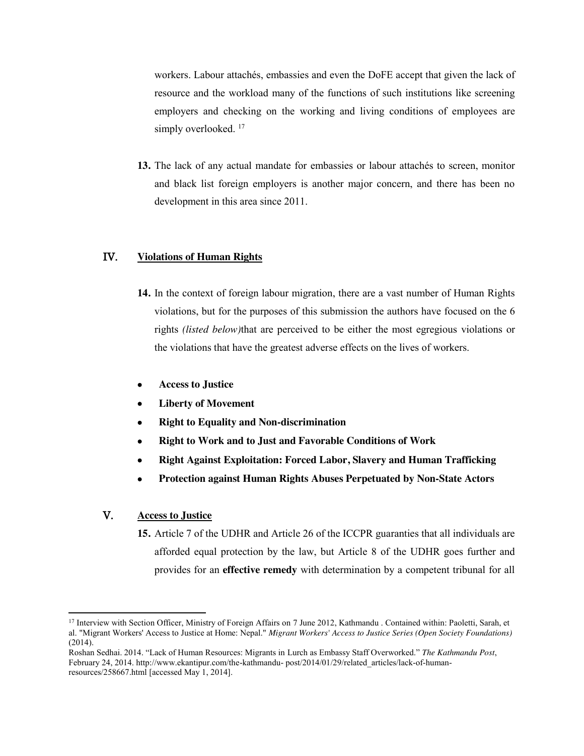workers. Labour attachés, embassies and even the DoFE accept that given the lack of resource and the workload many of the functions of such institutions like screening employers and checking on the working and living conditions of employees are simply overlooked. [17]

**13.** The lack of any actual mandate for embassies or labour attachés to screen, monitor and black list foreign employers is another major concern, and there has been no development in this area since 2011.

## IV. Violations of Human Rights

**14.** In the context of foreign labour migration, there are a vast number of Human Rights violations, but for the purposes of this submission the authors have focused on the 6 rights *(listed below)*that are perceived to be either the most egregious violations or the violations that have the greatest adverse effects on the lives of workers.

- **Access to Justice**
- **Liberty of Movement**
- **Right to Equality and Non-discrimination**
- **Right to Work and to Just and Favorable Conditions of Work**
- **Right Against Exploitation: Forced Labor, Slavery and Human Trafficking**
- **Protection against Human Rights Abuses Perpetuated by Non-State Actors**

## V. Access to Justice

**15.** Article 7 of the UDHR and Article 26 of the ICCPR guaranties that all individuals are afforded equal protection by the law, but Article 8 of the UDHR goes further and provides for an **effective remedy** with determination by a competent tribunal for all

---

[17] Interview with Section Officer, Ministry of Foreign Affairs on 7 June 2012, Kathmandu . Contained within: Paoletti, Sarah, et al. "Migrant Workers' Access to Justice at Home: Nepal." *Migrant Workers' Access to Justice Series (Open Society Foundations)* (2014).
Roshan Sedhai. 2014. "Lack of Human Resources: Migrants in Lurch as Embassy Staff Overworked." *The Kathmandu Post*, February 24, 2014. http://www.ekantipur.com/the-kathmandu- post/2014/01/29/related_articles/lack-of-human-resources/258667.html [accessed May 1, 2014].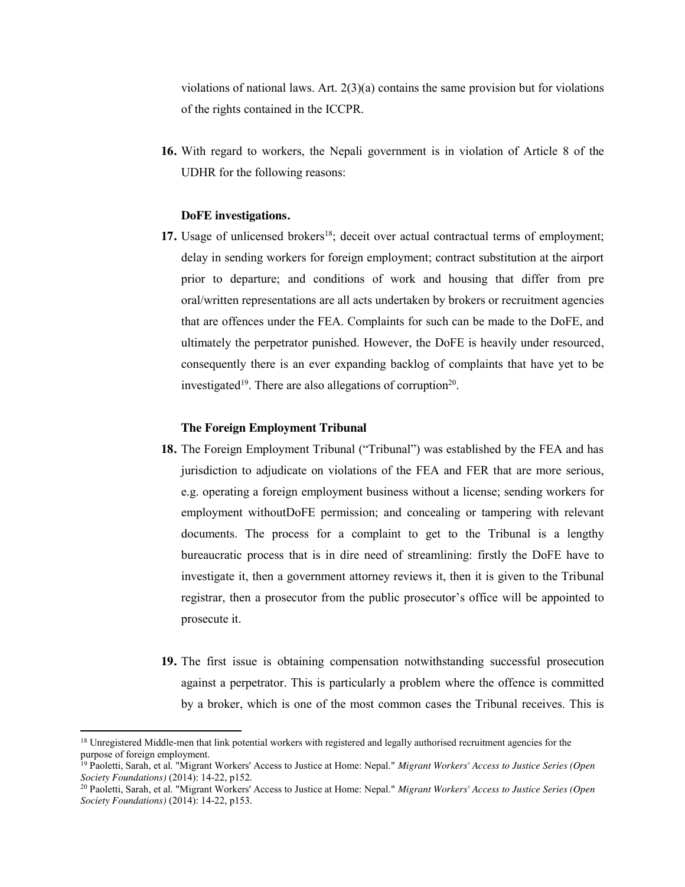violations of national laws. Art. 2(3)(a) contains the same provision but for violations of the rights contained in the ICCPR.

**16.** With regard to workers, the Nepali government is in violation of Article 8 of the UDHR for the following reasons:

**DoFE investigations.**

**17.** Usage of unlicensed brokers[18]; deceit over actual contractual terms of employment; delay in sending workers for foreign employment; contract substitution at the airport prior to departure; and conditions of work and housing that differ from pre oral/written representations are all acts undertaken by brokers or recruitment agencies that are offences under the FEA. Complaints for such can be made to the DoFE, and ultimately the perpetrator punished. However, the DoFE is heavily under resourced, consequently there is an ever expanding backlog of complaints that have yet to be investigated[19]. There are also allegations of corruption[20].

**The Foreign Employment Tribunal**

**18.** The Foreign Employment Tribunal ("Tribunal") was established by the FEA and has jurisdiction to adjudicate on violations of the FEA and FER that are more serious, e.g. operating a foreign employment business without a license; sending workers for employment withoutDoFE permission; and concealing or tampering with relevant documents. The process for a complaint to get to the Tribunal is a lengthy bureaucratic process that is in dire need of streamlining: firstly the DoFE have to investigate it, then a government attorney reviews it, then it is given to the Tribunal registrar, then a prosecutor from the public prosecutor's office will be appointed to prosecute it.

**19.** The first issue is obtaining compensation notwithstanding successful prosecution against a perpetrator. This is particularly a problem where the offence is committed by a broker, which is one of the most common cases the Tribunal receives. This is

---

[18] Unregistered Middle-men that link potential workers with registered and legally authorised recruitment agencies for the purpose of foreign employment.

[19] Paoletti, Sarah, et al. "Migrant Workers' Access to Justice at Home: Nepal." *Migrant Workers' Access to Justice Series (Open Society Foundations)* (2014): 14-22, p152.

[20] Paoletti, Sarah, et al. "Migrant Workers' Access to Justice at Home: Nepal." *Migrant Workers' Access to Justice Series (Open Society Foundations)* (2014): 14-22, p153.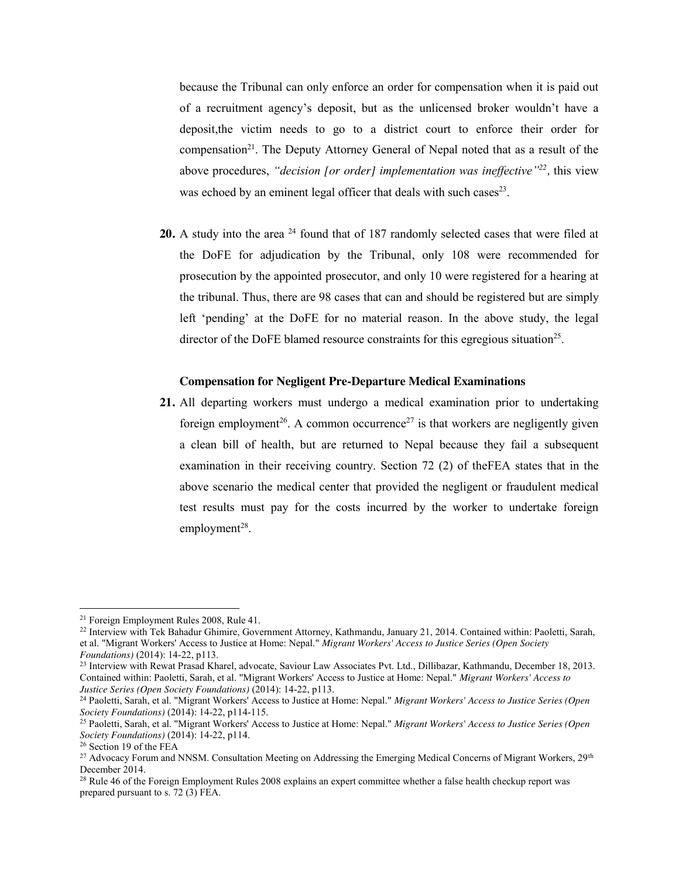because the Tribunal can only enforce an order for compensation when it is paid out of a recruitment agency's deposit, but as the unlicensed broker wouldn't have a deposit,the victim needs to go to a district court to enforce their order for compensation[21]. The Deputy Attorney General of Nepal noted that as a result of the above procedures, *"decision [or order] implementation was ineffective"*[22], this view was echoed by an eminent legal officer that deals with such cases[23].

**20.** A study into the area [24] found that of 187 randomly selected cases that were filed at the DoFE for adjudication by the Tribunal, only 108 were recommended for prosecution by the appointed prosecutor, and only 10 were registered for a hearing at the tribunal. Thus, there are 98 cases that can and should be registered but are simply left 'pending' at the DoFE for no material reason. In the above study, the legal director of the DoFE blamed resource constraints for this egregious situation[25].

**Compensation for Negligent Pre-Departure Medical Examinations**

**21.** All departing workers must undergo a medical examination prior to undertaking foreign employment[26]. A common occurrence[27] is that workers are negligently given a clean bill of health, but are returned to Nepal because they fail a subsequent examination in their receiving country. Section 72 (2) of theFEA states that in the above scenario the medical center that provided the negligent or fraudulent medical test results must pay for the costs incurred by the worker to undertake foreign employment[28].

---

[21] Foreign Employment Rules 2008, Rule 41.

[22] Interview with Tek Bahadur Ghimire, Government Attorney, Kathmandu, January 21, 2014. Contained within: Paoletti, Sarah, et al. "Migrant Workers' Access to Justice at Home: Nepal." *Migrant Workers' Access to Justice Series (Open Society Foundations)* (2014): 14-22, p113.

[23] Interview with Rewat Prasad Kharel, advocate, Saviour Law Associates Pvt. Ltd., Dillibazar, Kathmandu, December 18, 2013. Contained within: Paoletti, Sarah, et al. "Migrant Workers' Access to Justice at Home: Nepal." *Migrant Workers' Access to Justice Series (Open Society Foundations)* (2014): 14-22, p113.

[24] Paoletti, Sarah, et al. "Migrant Workers' Access to Justice at Home: Nepal." *Migrant Workers' Access to Justice Series (Open Society Foundations)* (2014): 14-22, p114-115.

[25] Paoletti, Sarah, et al. "Migrant Workers' Access to Justice at Home: Nepal." *Migrant Workers' Access to Justice Series (Open Society Foundations)* (2014): 14-22, p114.

[26] Section 19 of the FEA

[27] Advocacy Forum and NNSM. Consultation Meeting on Addressing the Emerging Medical Concerns of Migrant Workers, 29th December 2014.

[28] Rule 46 of the Foreign Employment Rules 2008 explains an expert committee whether a false health checkup report was prepared pursuant to s. 72 (3) FEA.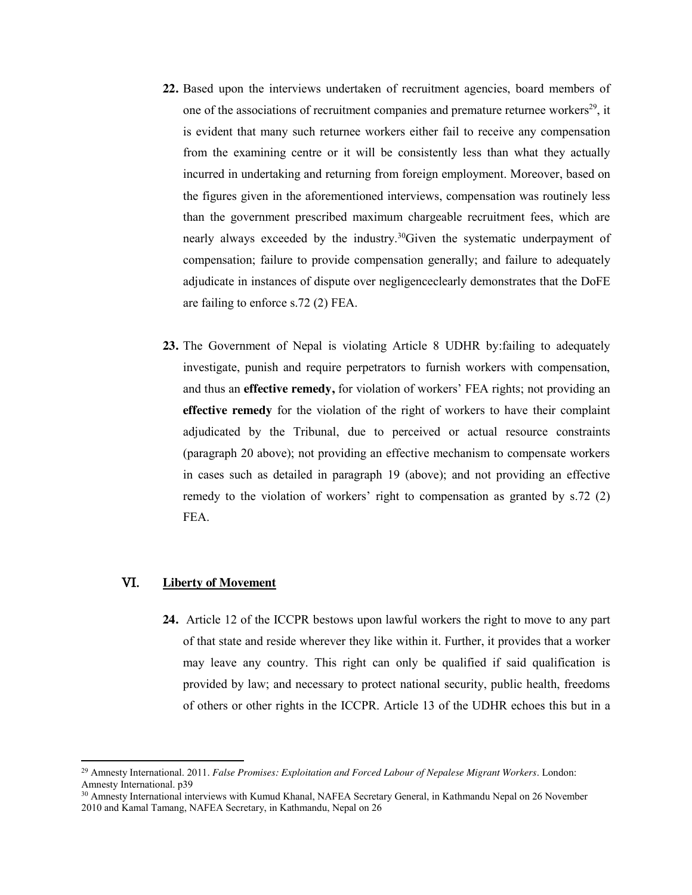**22.** Based upon the interviews undertaken of recruitment agencies, board members of one of the associations of recruitment companies and premature returnee workers[29], it is evident that many such returnee workers either fail to receive any compensation from the examining centre or it will be consistently less than what they actually incurred in undertaking and returning from foreign employment. Moreover, based on the figures given in the aforementioned interviews, compensation was routinely less than the government prescribed maximum chargeable recruitment fees, which are nearly always exceeded by the industry.[30]Given the systematic underpayment of compensation; failure to provide compensation generally; and failure to adequately adjudicate in instances of dispute over negligenceclearly demonstrates that the DoFE are failing to enforce s.72 (2) FEA.

**23.** The Government of Nepal is violating Article 8 UDHR by:failing to adequately investigate, punish and require perpetrators to furnish workers with compensation, and thus an **effective remedy,** for violation of workers' FEA rights; not providing an **effective remedy** for the violation of the right of workers to have their complaint adjudicated by the Tribunal, due to perceived or actual resource constraints (paragraph 20 above); not providing an effective mechanism to compensate workers in cases such as detailed in paragraph 19 (above); and not providing an effective remedy to the violation of workers' right to compensation as granted by s.72 (2) FEA.

## VI. Liberty of Movement

**24.** Article 12 of the ICCPR bestows upon lawful workers the right to move to any part of that state and reside wherever they like within it. Further, it provides that a worker may leave any country. This right can only be qualified if said qualification is provided by law; and necessary to protect national security, public health, freedoms of others or other rights in the ICCPR. Article 13 of the UDHR echoes this but in a

---

[29] Amnesty International. 2011. *False Promises: Exploitation and Forced Labour of Nepalese Migrant Workers*. London: Amnesty International. p39

[30] Amnesty International interviews with Kumud Khanal, NAFEA Secretary General, in Kathmandu Nepal on 26 November 2010 and Kamal Tamang, NAFEA Secretary, in Kathmandu, Nepal on 26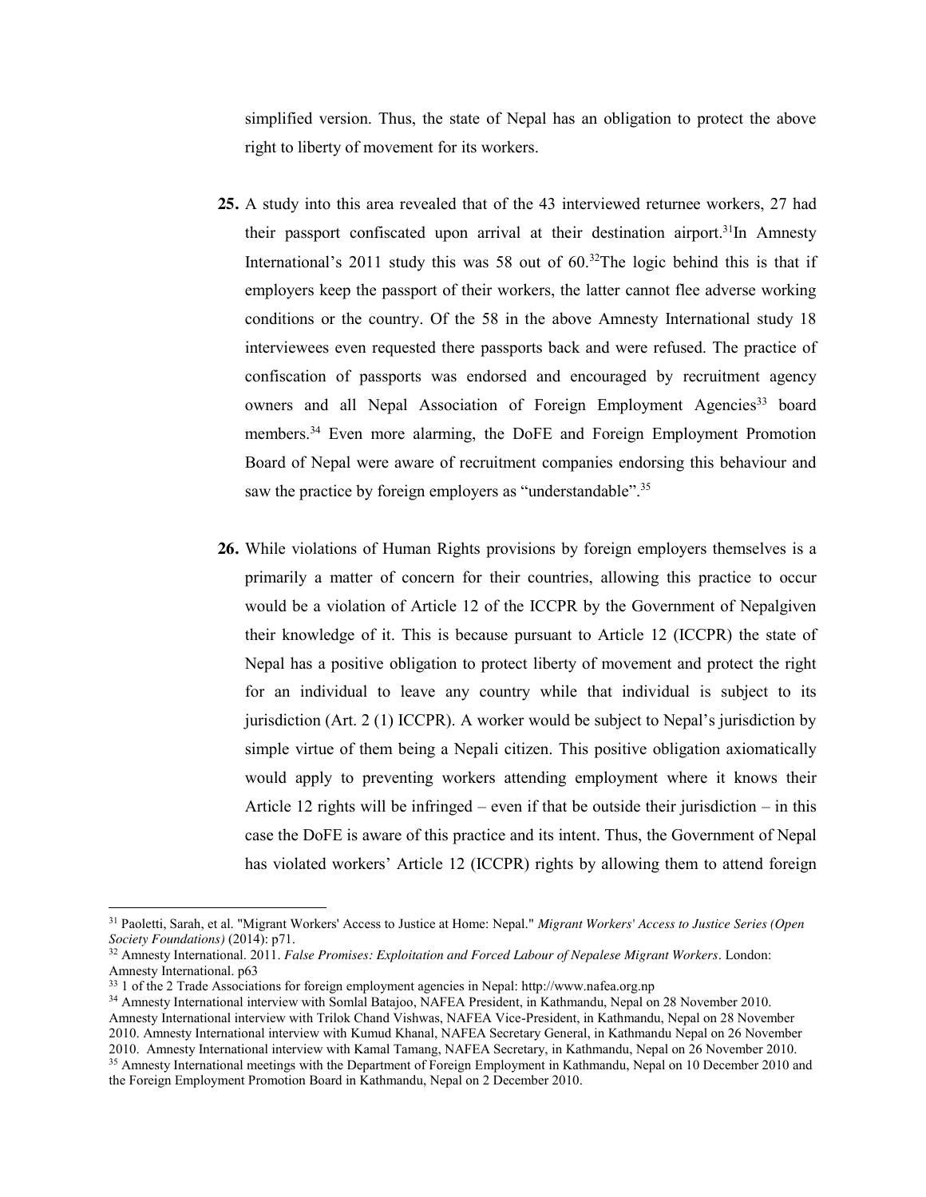simplified version. Thus, the state of Nepal has an obligation to protect the above right to liberty of movement for its workers.

**25.** A study into this area revealed that of the 43 interviewed returnee workers, 27 had their passport confiscated upon arrival at their destination airport.[31]In Amnesty International's 2011 study this was 58 out of 60.[32]The logic behind this is that if employers keep the passport of their workers, the latter cannot flee adverse working conditions or the country. Of the 58 in the above Amnesty International study 18 interviewees even requested there passports back and were refused. The practice of confiscation of passports was endorsed and encouraged by recruitment agency owners and all Nepal Association of Foreign Employment Agencies[33] board members.[34] Even more alarming, the DoFE and Foreign Employment Promotion Board of Nepal were aware of recruitment companies endorsing this behaviour and saw the practice by foreign employers as "understandable".[35]

**26.** While violations of Human Rights provisions by foreign employers themselves is a primarily a matter of concern for their countries, allowing this practice to occur would be a violation of Article 12 of the ICCPR by the Government of Nepalgiven their knowledge of it. This is because pursuant to Article 12 (ICCPR) the state of Nepal has a positive obligation to protect liberty of movement and protect the right for an individual to leave any country while that individual is subject to its jurisdiction (Art. 2 (1) ICCPR). A worker would be subject to Nepal's jurisdiction by simple virtue of them being a Nepali citizen. This positive obligation axiomatically would apply to preventing workers attending employment where it knows their Article 12 rights will be infringed – even if that be outside their jurisdiction – in this case the DoFE is aware of this practice and its intent. Thus, the Government of Nepal has violated workers' Article 12 (ICCPR) rights by allowing them to attend foreign

---

[31] Paoletti, Sarah, et al. "Migrant Workers' Access to Justice at Home: Nepal." *Migrant Workers' Access to Justice Series (Open Society Foundations)* (2014): p71.

[32] Amnesty International. 2011. *False Promises: Exploitation and Forced Labour of Nepalese Migrant Workers*. London: Amnesty International. p63

[33] 1 of the 2 Trade Associations for foreign employment agencies in Nepal: http://www.nafea.org.np

[34] Amnesty International interview with Somlal Batajoo, NAFEA President, in Kathmandu, Nepal on 28 November 2010. Amnesty International interview with Trilok Chand Vishwas, NAFEA Vice-President, in Kathmandu, Nepal on 28 November 2010. Amnesty International interview with Kumud Khanal, NAFEA Secretary General, in Kathmandu Nepal on 26 November 2010. Amnesty International interview with Kamal Tamang, NAFEA Secretary, in Kathmandu, Nepal on 26 November 2010.

[35] Amnesty International meetings with the Department of Foreign Employment in Kathmandu, Nepal on 10 December 2010 and the Foreign Employment Promotion Board in Kathmandu, Nepal on 2 December 2010.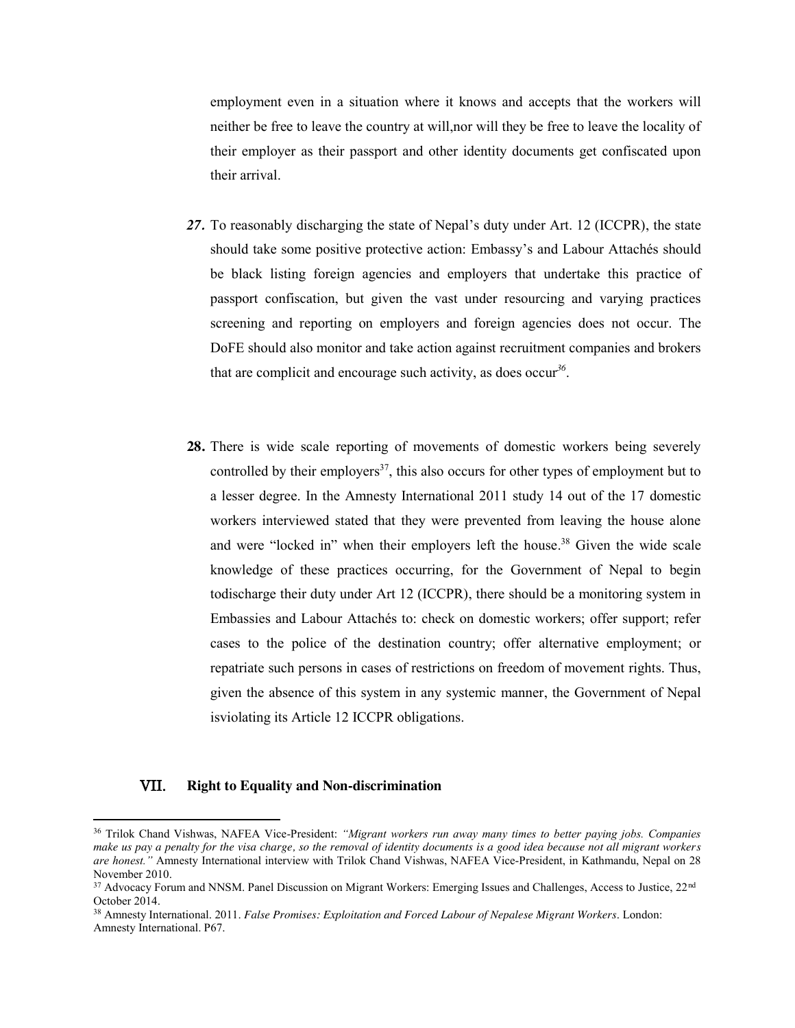employment even in a situation where it knows and accepts that the workers will neither be free to leave the country at will,nor will they be free to leave the locality of their employer as their passport and other identity documents get confiscated upon their arrival.

***27.*** To reasonably discharging the state of Nepal's duty under Art. 12 (ICCPR), the state should take some positive protective action: Embassy's and Labour Attachés should be black listing foreign agencies and employers that undertake this practice of passport confiscation, but given the vast under resourcing and varying practices screening and reporting on employers and foreign agencies does not occur. The DoFE should also monitor and take action against recruitment companies and brokers that are complicit and encourage such activity, as does occur[36].

**28.** There is wide scale reporting of movements of domestic workers being severely controlled by their employers[37], this also occurs for other types of employment but to a lesser degree. In the Amnesty International 2011 study 14 out of the 17 domestic workers interviewed stated that they were prevented from leaving the house alone and were "locked in" when their employers left the house.[38] Given the wide scale knowledge of these practices occurring, for the Government of Nepal to begin todischarge their duty under Art 12 (ICCPR), there should be a monitoring system in Embassies and Labour Attachés to: check on domestic workers; offer support; refer cases to the police of the destination country; offer alternative employment; or repatriate such persons in cases of restrictions on freedom of movement rights. Thus, given the absence of this system in any systemic manner, the Government of Nepal isviolating its Article 12 ICCPR obligations.

## VII. Right to Equality and Non-discrimination

---

[36] Trilok Chand Vishwas, NAFEA Vice-President: *"Migrant workers run away many times to better paying jobs. Companies make us pay a penalty for the visa charge, so the removal of identity documents is a good idea because not all migrant workers are honest."* Amnesty International interview with Trilok Chand Vishwas, NAFEA Vice-President, in Kathmandu, Nepal on 28 November 2010.

[37] Advocacy Forum and NNSM. Panel Discussion on Migrant Workers: Emerging Issues and Challenges, Access to Justice, 22nd October 2014.

[38] Amnesty International. 2011. *False Promises: Exploitation and Forced Labour of Nepalese Migrant Workers*. London: Amnesty International. P67.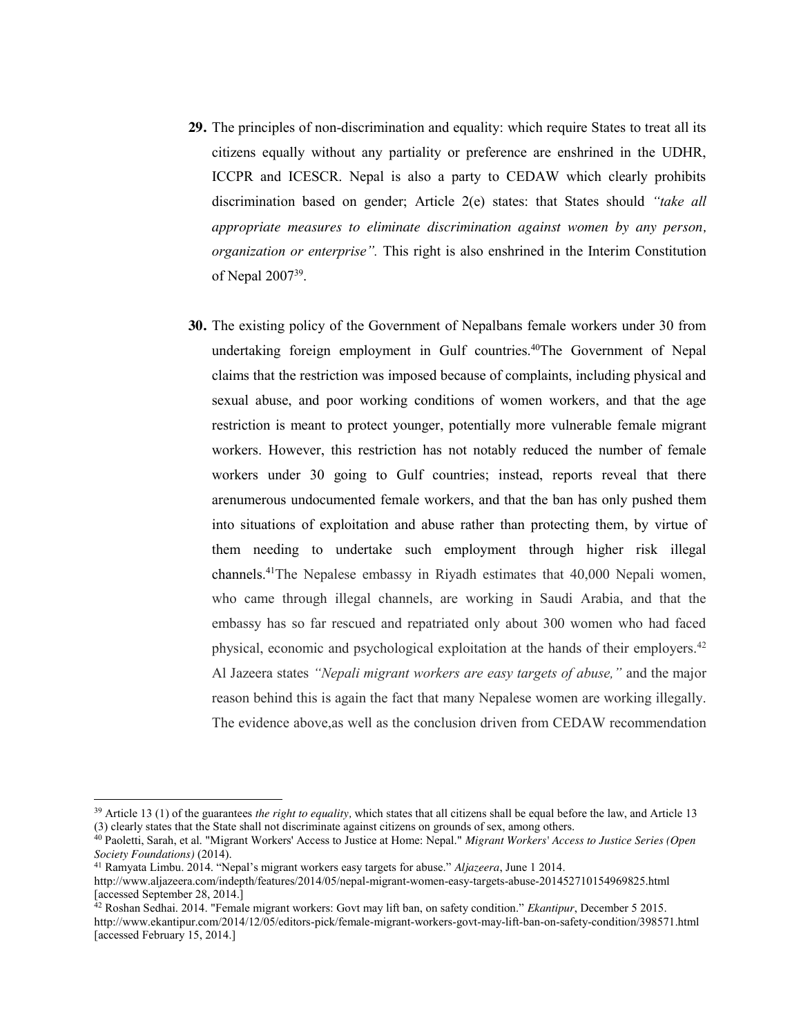**29.** The principles of non-discrimination and equality: which require States to treat all its citizens equally without any partiality or preference are enshrined in the UDHR, ICCPR and ICESCR. Nepal is also a party to CEDAW which clearly prohibits discrimination based on gender; Article 2(e) states: that States should *"take all appropriate measures to eliminate discrimination against women by any person, organization or enterprise".* This right is also enshrined in the Interim Constitution of Nepal 2007[39].

**30.** The existing policy of the Government of Nepalbans female workers under 30 from undertaking foreign employment in Gulf countries.[40]The Government of Nepal claims that the restriction was imposed because of complaints, including physical and sexual abuse, and poor working conditions of women workers, and that the age restriction is meant to protect younger, potentially more vulnerable female migrant workers. However, this restriction has not notably reduced the number of female workers under 30 going to Gulf countries; instead, reports reveal that there arenumerous undocumented female workers, and that the ban has only pushed them into situations of exploitation and abuse rather than protecting them, by virtue of them needing to undertake such employment through higher risk illegal channels.[41]The Nepalese embassy in Riyadh estimates that 40,000 Nepali women, who came through illegal channels, are working in Saudi Arabia, and that the embassy has so far rescued and repatriated only about 300 women who had faced physical, economic and psychological exploitation at the hands of their employers.[42] Al Jazeera states *"Nepali migrant workers are easy targets of abuse,"* and the major reason behind this is again the fact that many Nepalese women are working illegally. The evidence above,as well as the conclusion driven from CEDAW recommendation

---

[39] Article 13 (1) of the guarantees *the right to equality,* which states that all citizens shall be equal before the law, and Article 13 (3) clearly states that the State shall not discriminate against citizens on grounds of sex, among others.

[40] Paoletti, Sarah, et al. "Migrant Workers' Access to Justice at Home: Nepal." *Migrant Workers' Access to Justice Series (Open Society Foundations)* (2014).

[41] Ramyata Limbu. 2014. "Nepal's migrant workers easy targets for abuse." *Aljazeera*, June 1 2014. http://www.aljazeera.com/indepth/features/2014/05/nepal-migrant-women-easy-targets-abuse-201452710154969825.html [accessed September 28, 2014.]

[42] Roshan Sedhai. 2014. "Female migrant workers: Govt may lift ban, on safety condition." *Ekantipur*, December 5 2015. http://www.ekantipur.com/2014/12/05/editors-pick/female-migrant-workers-govt-may-lift-ban-on-safety-condition/398571.html [accessed February 15, 2014.]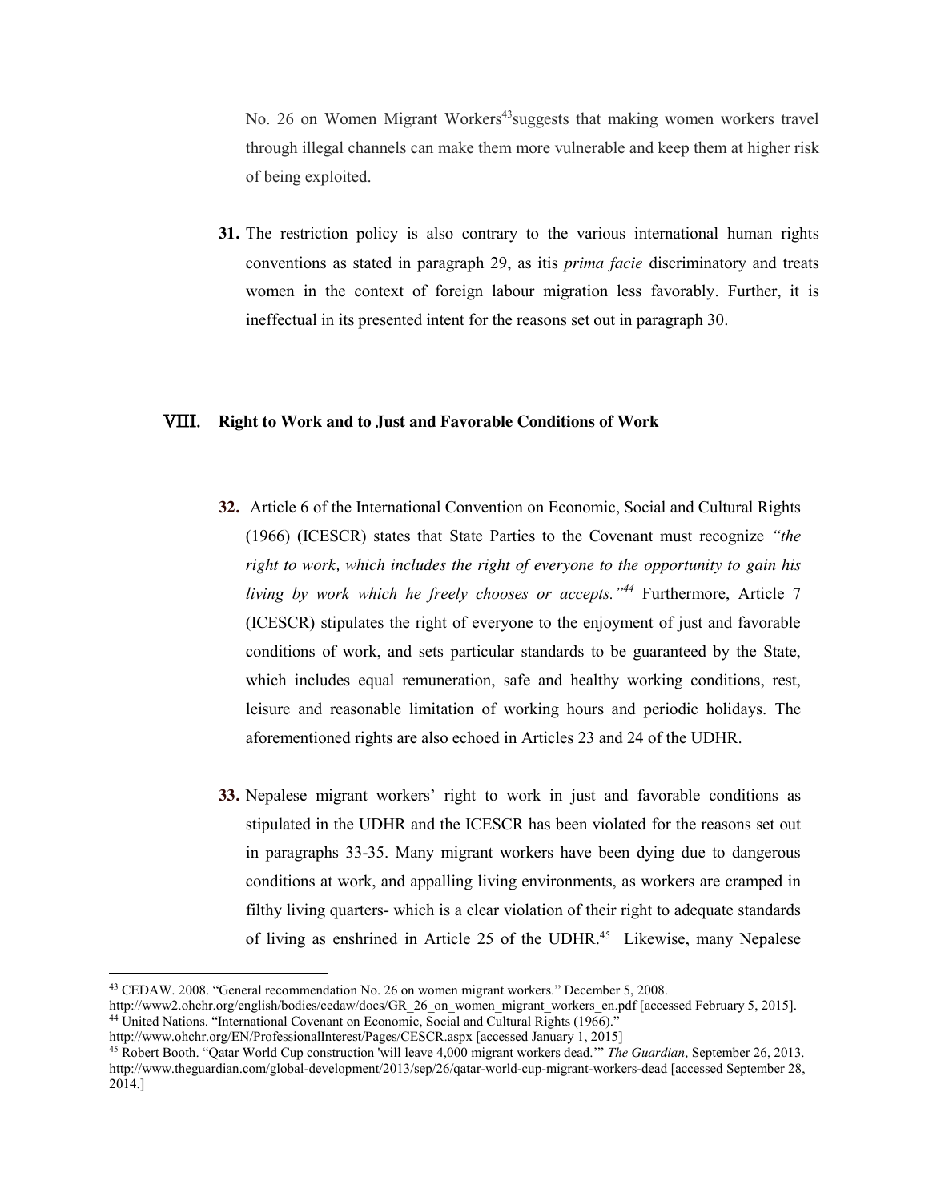No. 26 on Women Migrant Workers[43]suggests that making women workers travel through illegal channels can make them more vulnerable and keep them at higher risk of being exploited.

**31.** The restriction policy is also contrary to the various international human rights conventions as stated in paragraph 29, as itis *prima facie* discriminatory and treats women in the context of foreign labour migration less favorably. Further, it is ineffectual in its presented intent for the reasons set out in paragraph 30.

## VIII. Right to Work and to Just and Favorable Conditions of Work

**32.** Article 6 of the International Convention on Economic, Social and Cultural Rights (1966) (ICESCR) states that State Parties to the Covenant must recognize *"the right to work, which includes the right of everyone to the opportunity to gain his living by work which he freely chooses or accepts."*[44] Furthermore, Article 7 (ICESCR) stipulates the right of everyone to the enjoyment of just and favorable conditions of work, and sets particular standards to be guaranteed by the State, which includes equal remuneration, safe and healthy working conditions, rest, leisure and reasonable limitation of working hours and periodic holidays. The aforementioned rights are also echoed in Articles 23 and 24 of the UDHR.

**33.** Nepalese migrant workers' right to work in just and favorable conditions as stipulated in the UDHR and the ICESCR has been violated for the reasons set out in paragraphs 33-35. Many migrant workers have been dying due to dangerous conditions at work, and appalling living environments, as workers are cramped in filthy living quarters- which is a clear violation of their right to adequate standards of living as enshrined in Article 25 of the UDHR.[45] Likewise, many Nepalese

---

[43] CEDAW. 2008. "General recommendation No. 26 on women migrant workers." December 5, 2008. http://www2.ohchr.org/english/bodies/cedaw/docs/GR_26_on_women_migrant_workers_en.pdf [accessed February 5, 2015].

[44] United Nations. "International Covenant on Economic, Social and Cultural Rights (1966)." http://www.ohchr.org/EN/ProfessionalInterest/Pages/CESCR.aspx [accessed January 1, 2015]

[45] Robert Booth. "Qatar World Cup construction 'will leave 4,000 migrant workers dead.'" *The Guardian,* September 26, 2013. http://www.theguardian.com/global-development/2013/sep/26/qatar-world-cup-migrant-workers-dead [accessed September 28, 2014.]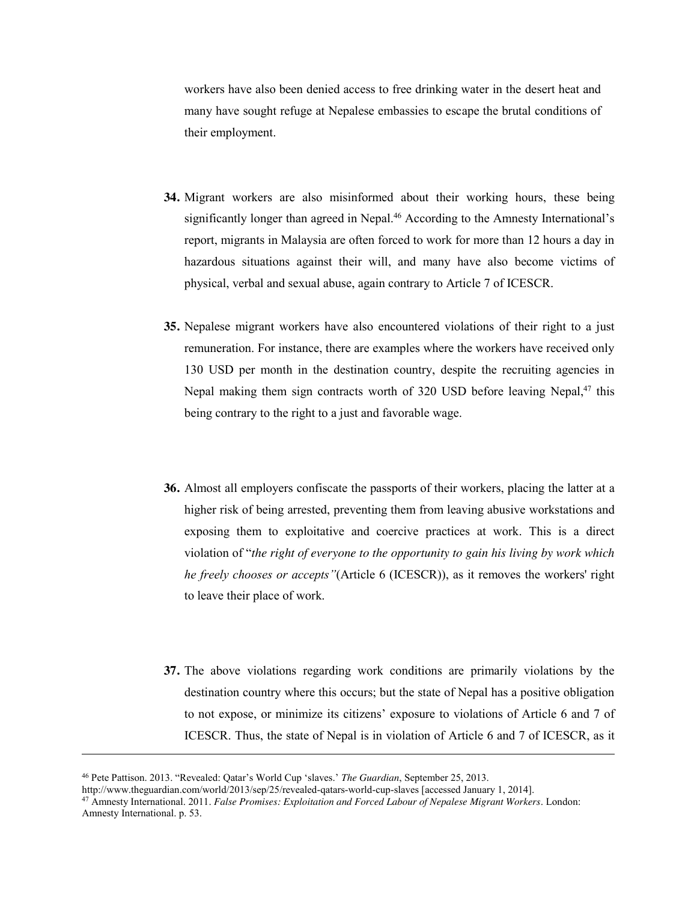workers have also been denied access to free drinking water in the desert heat and many have sought refuge at Nepalese embassies to escape the brutal conditions of their employment.

**34.** Migrant workers are also misinformed about their working hours, these being significantly longer than agreed in Nepal.[46] According to the Amnesty International's report, migrants in Malaysia are often forced to work for more than 12 hours a day in hazardous situations against their will, and many have also become victims of physical, verbal and sexual abuse, again contrary to Article 7 of ICESCR.

**35.** Nepalese migrant workers have also encountered violations of their right to a just remuneration. For instance, there are examples where the workers have received only 130 USD per month in the destination country, despite the recruiting agencies in Nepal making them sign contracts worth of 320 USD before leaving Nepal,[47] this being contrary to the right to a just and favorable wage.

**36.** Almost all employers confiscate the passports of their workers, placing the latter at a higher risk of being arrested, preventing them from leaving abusive workstations and exposing them to exploitative and coercive practices at work. This is a direct violation of "*the right of everyone to the opportunity to gain his living by work which he freely chooses or accepts"*(Article 6 (ICESCR)), as it removes the workers' right to leave their place of work.

**37.** The above violations regarding work conditions are primarily violations by the destination country where this occurs; but the state of Nepal has a positive obligation to not expose, or minimize its citizens' exposure to violations of Article 6 and 7 of ICESCR. Thus, the state of Nepal is in violation of Article 6 and 7 of ICESCR, as it

---

[46] Pete Pattison. 2013. "Revealed: Qatar's World Cup 'slaves.' *The Guardian*, September 25, 2013. http://www.theguardian.com/world/2013/sep/25/revealed-qatars-world-cup-slaves [accessed January 1, 2014].

[47] Amnesty International. 2011. *False Promises: Exploitation and Forced Labour of Nepalese Migrant Workers*. London: Amnesty International. p. 53.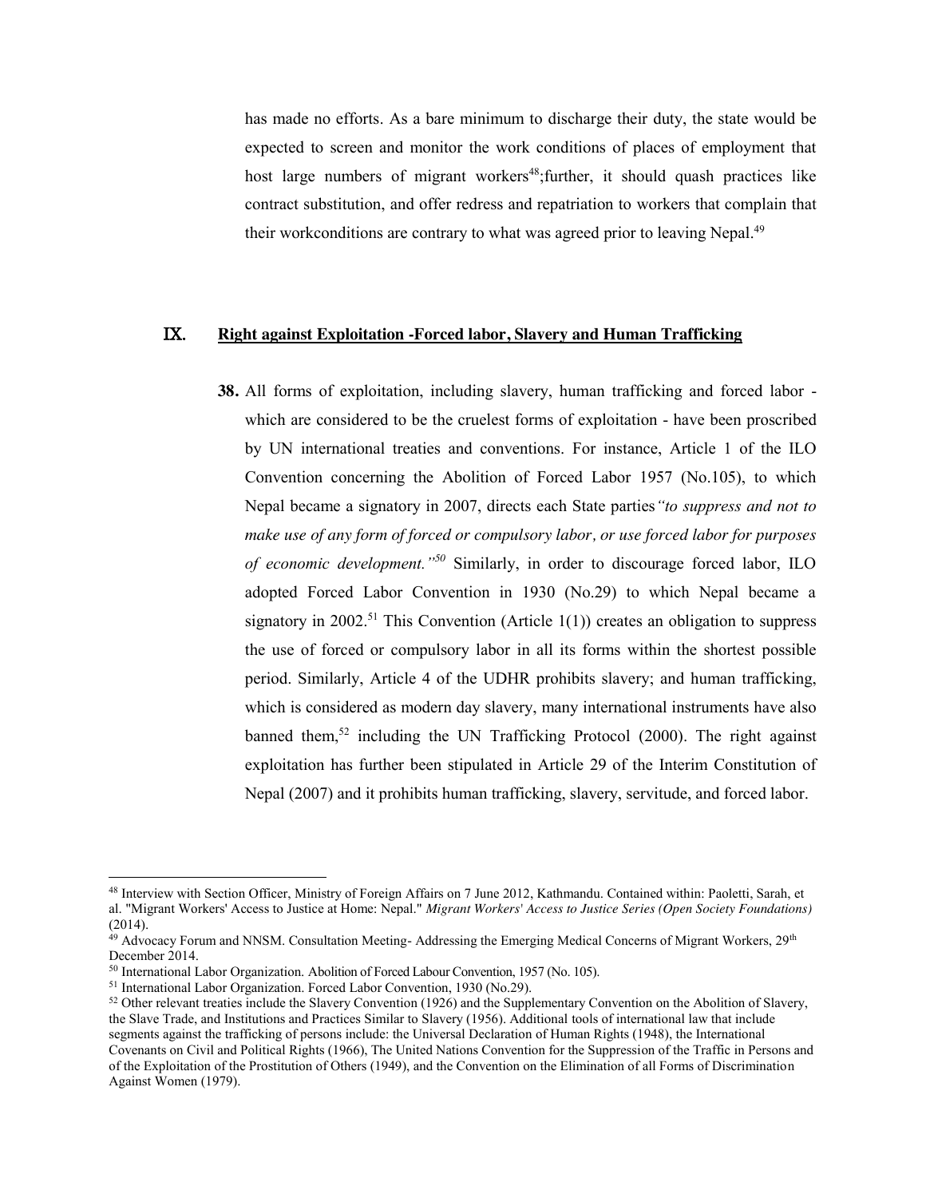has made no efforts. As a bare minimum to discharge their duty, the state would be expected to screen and monitor the work conditions of places of employment that host large numbers of migrant workers[48];further, it should quash practices like contract substitution, and offer redress and repatriation to workers that complain that their workconditions are contrary to what was agreed prior to leaving Nepal.[49]

## IX. Right against Exploitation -Forced labor, Slavery and Human Trafficking

**38.** All forms of exploitation, including slavery, human trafficking and forced labor - which are considered to be the cruelest forms of exploitation - have been proscribed by UN international treaties and conventions. For instance, Article 1 of the ILO Convention concerning the Abolition of Forced Labor 1957 (No.105), to which Nepal became a signatory in 2007, directs each State parties*"to suppress and not to make use of any form of forced or compulsory labor, or use forced labor for purposes of economic development."*[50] Similarly, in order to discourage forced labor, ILO adopted Forced Labor Convention in 1930 (No.29) to which Nepal became a signatory in 2002.[51] This Convention (Article 1(1)) creates an obligation to suppress the use of forced or compulsory labor in all its forms within the shortest possible period. Similarly, Article 4 of the UDHR prohibits slavery; and human trafficking, which is considered as modern day slavery, many international instruments have also banned them,[52] including the UN Trafficking Protocol (2000). The right against exploitation has further been stipulated in Article 29 of the Interim Constitution of Nepal (2007) and it prohibits human trafficking, slavery, servitude, and forced labor.

---

[48] Interview with Section Officer, Ministry of Foreign Affairs on 7 June 2012, Kathmandu. Contained within: Paoletti, Sarah, et al. "Migrant Workers' Access to Justice at Home: Nepal." *Migrant Workers' Access to Justice Series (Open Society Foundations)* (2014).

[49] Advocacy Forum and NNSM. Consultation Meeting- Addressing the Emerging Medical Concerns of Migrant Workers, 29th December 2014.

[50] International Labor Organization. Abolition of Forced Labour Convention, 1957 (No. 105).

[51] International Labor Organization. Forced Labor Convention, 1930 (No.29).

[52] Other relevant treaties include the Slavery Convention (1926) and the Supplementary Convention on the Abolition of Slavery, the Slave Trade, and Institutions and Practices Similar to Slavery (1956). Additional tools of international law that include segments against the trafficking of persons include: the Universal Declaration of Human Rights (1948), the International Covenants on Civil and Political Rights (1966), The United Nations Convention for the Suppression of the Traffic in Persons and of the Exploitation of the Prostitution of Others (1949), and the Convention on the Elimination of all Forms of Discrimination Against Women (1979).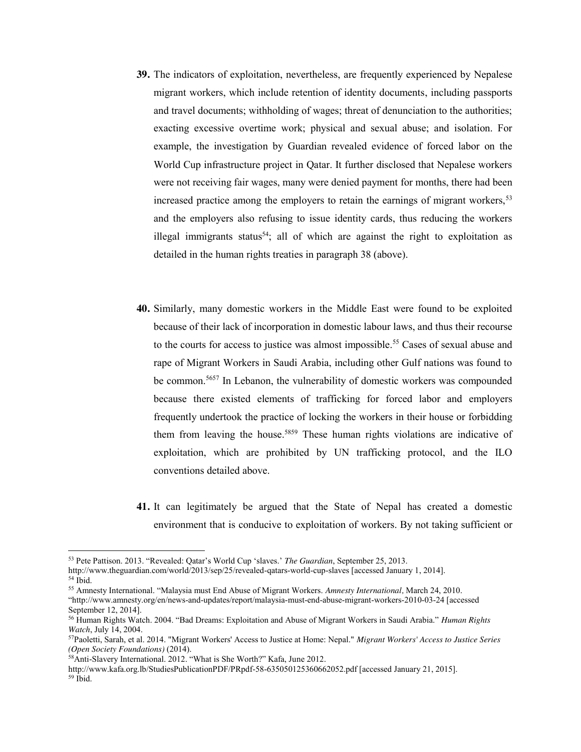**39.** The indicators of exploitation, nevertheless, are frequently experienced by Nepalese migrant workers, which include retention of identity documents, including passports and travel documents; withholding of wages; threat of denunciation to the authorities; exacting excessive overtime work; physical and sexual abuse; and isolation. For example, the investigation by Guardian revealed evidence of forced labor on the World Cup infrastructure project in Qatar. It further disclosed that Nepalese workers were not receiving fair wages, many were denied payment for months, there had been increased practice among the employers to retain the earnings of migrant workers,[53] and the employers also refusing to issue identity cards, thus reducing the workers illegal immigrants status[54]; all of which are against the right to exploitation as detailed in the human rights treaties in paragraph 38 (above).

**40.** Similarly, many domestic workers in the Middle East were found to be exploited because of their lack of incorporation in domestic labour laws, and thus their recourse to the courts for access to justice was almost impossible.[55] Cases of sexual abuse and rape of Migrant Workers in Saudi Arabia, including other Gulf nations was found to be common.[56][57] In Lebanon, the vulnerability of domestic workers was compounded because there existed elements of trafficking for forced labor and employers frequently undertook the practice of locking the workers in their house or forbidding them from leaving the house.[58][59] These human rights violations are indicative of exploitation, which are prohibited by UN trafficking protocol, and the ILO conventions detailed above.

**41.** It can legitimately be argued that the State of Nepal has created a domestic environment that is conducive to exploitation of workers. By not taking sufficient or

---

[53] Pete Pattison. 2013. "Revealed: Qatar's World Cup 'slaves.' *The Guardian*, September 25, 2013. http://www.theguardian.com/world/2013/sep/25/revealed-qatars-world-cup-slaves [accessed January 1, 2014].

[54] Ibid.

[55] Amnesty International. "Malaysia must End Abuse of Migrant Workers. *Amnesty International*, March 24, 2010. "http://www.amnesty.org/en/news-and-updates/report/malaysia-must-end-abuse-migrant-workers-2010-03-24 [accessed September 12, 2014].

[56] Human Rights Watch. 2004. "Bad Dreams: Exploitation and Abuse of Migrant Workers in Saudi Arabia." *Human Rights Watch*, July 14, 2004.

[57] Paoletti, Sarah, et al. 2014. "Migrant Workers' Access to Justice at Home: Nepal." *Migrant Workers' Access to Justice Series (Open Society Foundations)* (2014).

[58] Anti-Slavery International. 2012. "What is She Worth?" Kafa, June 2012. http://www.kafa.org.lb/StudiesPublicationPDF/PRpdf-58-635050125360662052.pdf [accessed January 21, 2015].

[59] Ibid.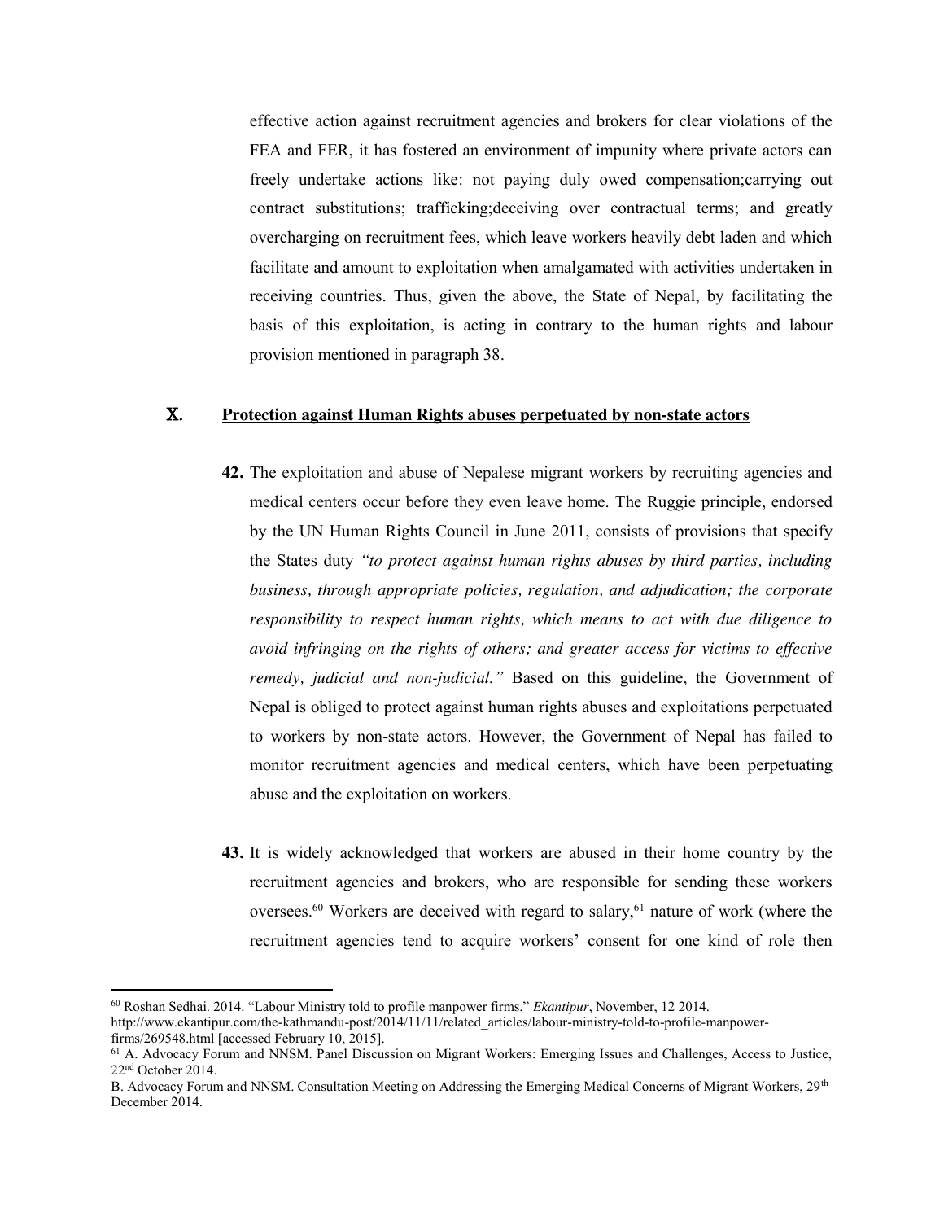effective action against recruitment agencies and brokers for clear violations of the FEA and FER, it has fostered an environment of impunity where private actors can freely undertake actions like: not paying duly owed compensation;carrying out contract substitutions; trafficking;deceiving over contractual terms; and greatly overcharging on recruitment fees, which leave workers heavily debt laden and which facilitate and amount to exploitation when amalgamated with activities undertaken in receiving countries. Thus, given the above, the State of Nepal, by facilitating the basis of this exploitation, is acting in contrary to the human rights and labour provision mentioned in paragraph 38.

## X. Protection against Human Rights abuses perpetuated by non-state actors

**42.** The exploitation and abuse of Nepalese migrant workers by recruiting agencies and medical centers occur before they even leave home. The Ruggie principle, endorsed by the UN Human Rights Council in June 2011, consists of provisions that specify the States duty *"to protect against human rights abuses by third parties, including business, through appropriate policies, regulation, and adjudication; the corporate responsibility to respect human rights, which means to act with due diligence to avoid infringing on the rights of others; and greater access for victims to effective remedy, judicial and non-judicial."* Based on this guideline, the Government of Nepal is obliged to protect against human rights abuses and exploitations perpetuated to workers by non-state actors. However, the Government of Nepal has failed to monitor recruitment agencies and medical centers, which have been perpetuating abuse and the exploitation on workers.

**43.** It is widely acknowledged that workers are abused in their home country by the recruitment agencies and brokers, who are responsible for sending these workers oversees.[60] Workers are deceived with regard to salary,[61] nature of work (where the recruitment agencies tend to acquire workers' consent for one kind of role then

---

[60] Roshan Sedhai. 2014. "Labour Ministry told to profile manpower firms." *Ekantipur*, November, 12 2014. http://www.ekantipur.com/the-kathmandu-post/2014/11/11/related_articles/labour-ministry-told-to-profile-manpower-firms/269548.html [accessed February 10, 2015].

[61] A. Advocacy Forum and NNSM. Panel Discussion on Migrant Workers: Emerging Issues and Challenges, Access to Justice, 22nd October 2014.

B. Advocacy Forum and NNSM. Consultation Meeting on Addressing the Emerging Medical Concerns of Migrant Workers, 29th December 2014.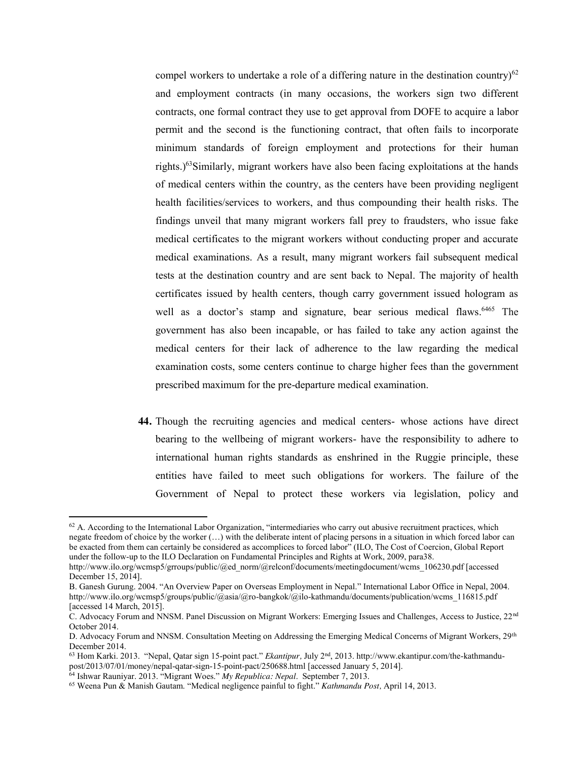compel workers to undertake a role of a differing nature in the destination country)[62] and employment contracts (in many occasions, the workers sign two different contracts, one formal contract they use to get approval from DOFE to acquire a labor permit and the second is the functioning contract, that often fails to incorporate minimum standards of foreign employment and protections for their human rights.)[63]Similarly, migrant workers have also been facing exploitations at the hands of medical centers within the country, as the centers have been providing negligent health facilities/services to workers, and thus compounding their health risks. The findings unveil that many migrant workers fall prey to fraudsters, who issue fake medical certificates to the migrant workers without conducting proper and accurate medical examinations. As a result, many migrant workers fail subsequent medical tests at the destination country and are sent back to Nepal. The majority of health certificates issued by health centers, though carry government issued hologram as well as a doctor's stamp and signature, bear serious medical flaws.[64][65] The government has also been incapable, or has failed to take any action against the medical centers for their lack of adherence to the law regarding the medical examination costs, some centers continue to charge higher fees than the government prescribed maximum for the pre-departure medical examination.

**44.** Though the recruiting agencies and medical centers- whose actions have direct bearing to the wellbeing of migrant workers- have the responsibility to adhere to international human rights standards as enshrined in the Ruggie principle, these entities have failed to meet such obligations for workers. The failure of the Government of Nepal to protect these workers via legislation, policy and

---

[62] A. According to the International Labor Organization, "intermediaries who carry out abusive recruitment practices, which negate freedom of choice by the worker (…) with the deliberate intent of placing persons in a situation in which forced labor can be exacted from them can certainly be considered as accomplices to forced labor" (ILO, The Cost of Coercion, Global Report under the follow-up to the ILO Declaration on Fundamental Principles and Rights at Work, 2009, para38. http://www.ilo.org/wcmsp5/grroups/public/@ed_norm/@relconf/documents/meetingdocument/wcms_106230.pdf [accessed December 15, 2014].

B. Ganesh Gurung. 2004. "An Overview Paper on Overseas Employment in Nepal." International Labor Office in Nepal, 2004. http://www.ilo.org/wcmsp5/groups/public/@asia/@ro-bangkok/@ilo-kathmandu/documents/publication/wcms_116815.pdf [accessed 14 March, 2015].

C. Advocacy Forum and NNSM. Panel Discussion on Migrant Workers: Emerging Issues and Challenges, Access to Justice, 22nd October 2014.

D. Advocacy Forum and NNSM. Consultation Meeting on Addressing the Emerging Medical Concerns of Migrant Workers, 29th December 2014.

[63] Hom Karki. 2013. "Nepal, Qatar sign 15-point pact." *Ekantipur,* July 2nd, 2013. http://www.ekantipur.com/the-kathmandu-post/2013/07/01/money/nepal-qatar-sign-15-point-pact/250688.html [accessed January 5, 2014].

[64] Ishwar Rauniyar. 2013. "Migrant Woes." *My Republica: Nepal*. September 7, 2013.

[65] Weena Pun & Manish Gautam. "Medical negligence painful to fight." *Kathmandu Post,* April 14, 2013.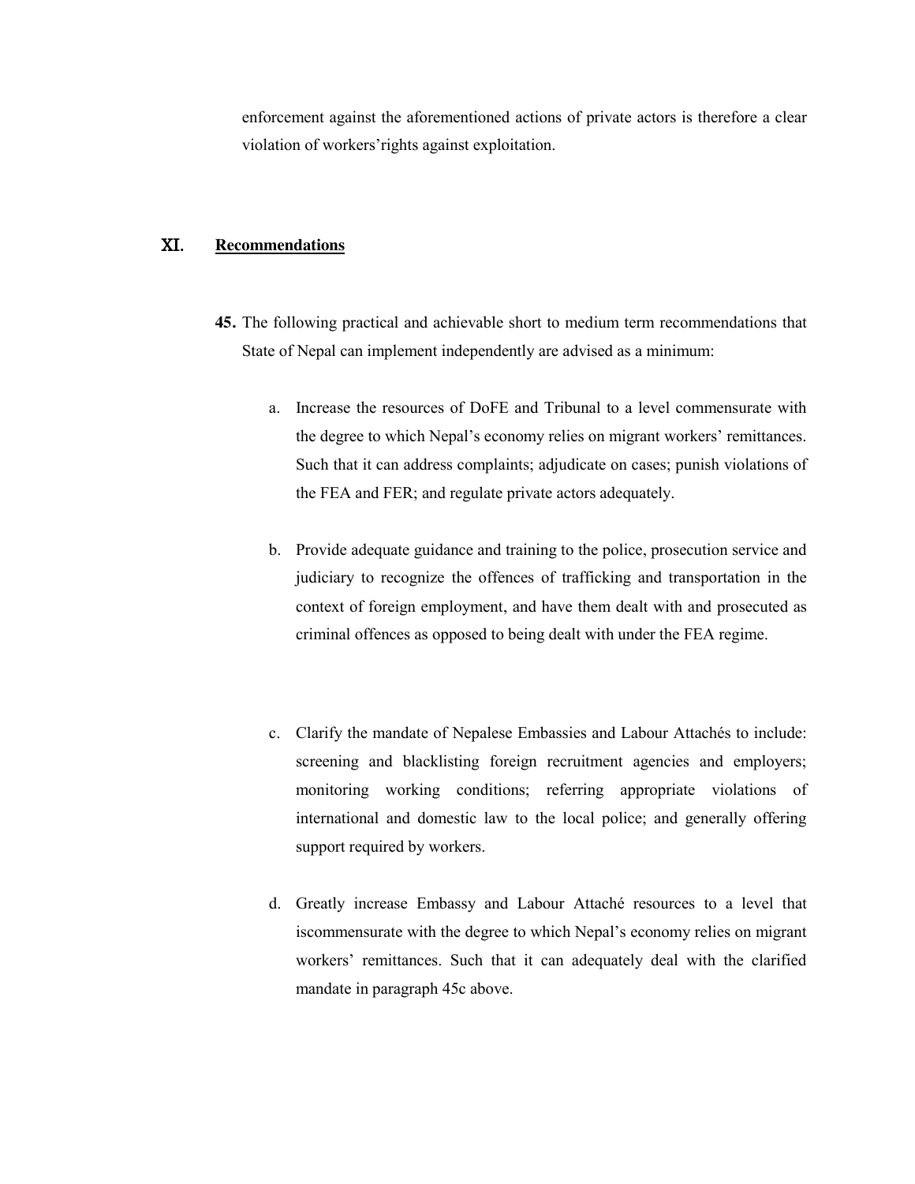enforcement against the aforementioned actions of private actors is therefore a clear violation of workers'rights against exploitation.

## XI. Recommendations

**45.** The following practical and achievable short to medium term recommendations that State of Nepal can implement independently are advised as a minimum:

a. Increase the resources of DoFE and Tribunal to a level commensurate with the degree to which Nepal's economy relies on migrant workers' remittances. Such that it can address complaints; adjudicate on cases; punish violations of the FEA and FER; and regulate private actors adequately.

b. Provide adequate guidance and training to the police, prosecution service and judiciary to recognize the offences of trafficking and transportation in the context of foreign employment, and have them dealt with and prosecuted as criminal offences as opposed to being dealt with under the FEA regime.

c. Clarify the mandate of Nepalese Embassies and Labour Attachés to include: screening and blacklisting foreign recruitment agencies and employers; monitoring working conditions; referring appropriate violations of international and domestic law to the local police; and generally offering support required by workers.

d. Greatly increase Embassy and Labour Attaché resources to a level that iscommensurate with the degree to which Nepal's economy relies on migrant workers' remittances. Such that it can adequately deal with the clarified mandate in paragraph 45c above.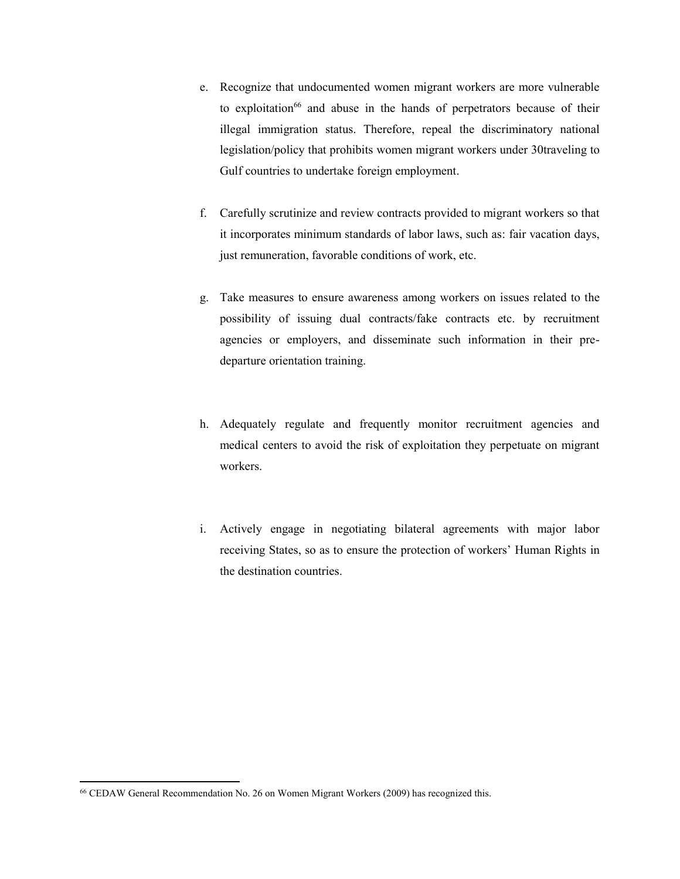e. Recognize that undocumented women migrant workers are more vulnerable to exploitation[66] and abuse in the hands of perpetrators because of their illegal immigration status. Therefore, repeal the discriminatory national legislation/policy that prohibits women migrant workers under 30traveling to Gulf countries to undertake foreign employment.

f. Carefully scrutinize and review contracts provided to migrant workers so that it incorporates minimum standards of labor laws, such as: fair vacation days, just remuneration, favorable conditions of work, etc.

g. Take measures to ensure awareness among workers on issues related to the possibility of issuing dual contracts/fake contracts etc. by recruitment agencies or employers, and disseminate such information in their pre-departure orientation training.

h. Adequately regulate and frequently monitor recruitment agencies and medical centers to avoid the risk of exploitation they perpetuate on migrant workers.

i. Actively engage in negotiating bilateral agreements with major labor receiving States, so as to ensure the protection of workers' Human Rights in the destination countries.

[66] CEDAW General Recommendation No. 26 on Women Migrant Workers (2009) has recognized this.